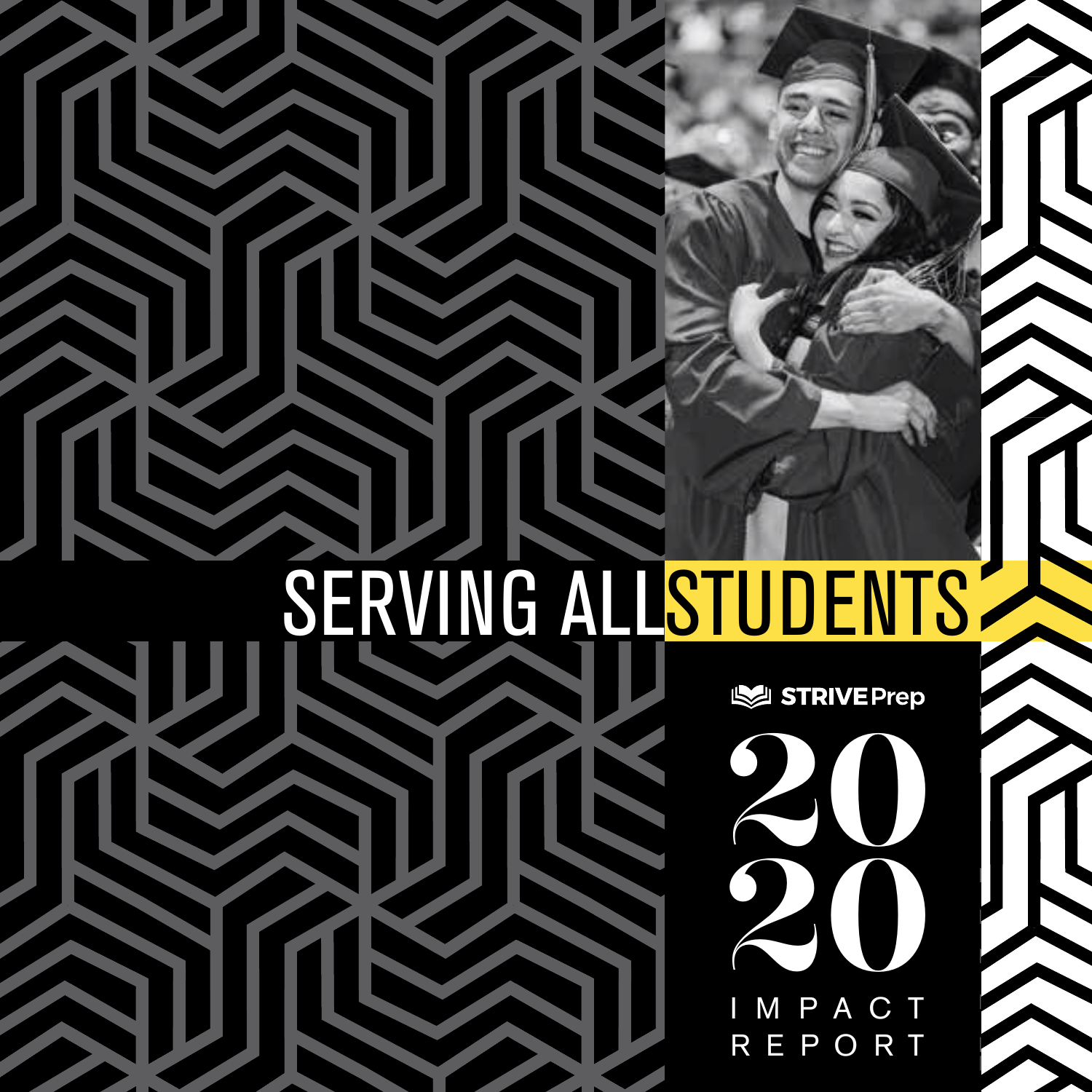# SERVING ALL STUDENTS

STRIVE Prep

# 2020 IMPACT REPORT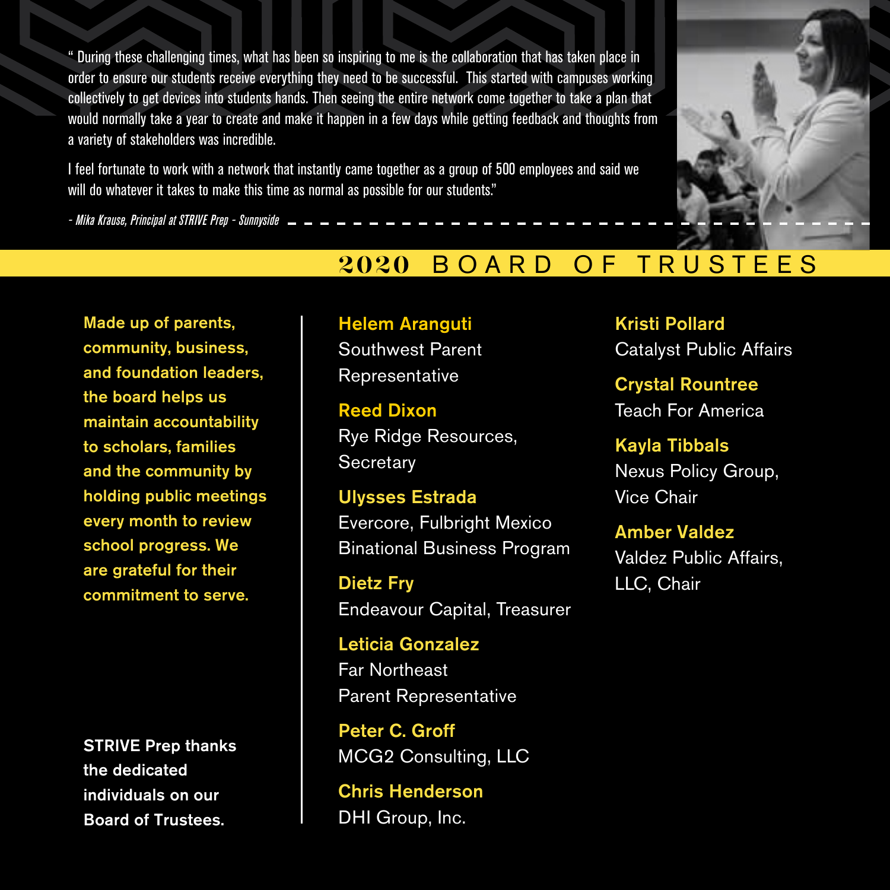" During these challenging times, what has been so inspiring to me is the collaboration that has taken place in order to ensure our students receive everything they need to be successful. This started with campuses working collectively to get devices into students hands. Then seeing the entire network come together to take a plan that would normally take a year to create and make it happen in a few days while getting feedback and thoughts from a variety of stakeholders was incredible.

I feel fortunate to work with a network that instantly came together as a group of 500 employees and said we will do whatever it takes to make this time as normal as possible for our students."

*- Mika Krause, Principal at STRIVE Prep - Sunnyside*

## 2020 BOARD OF TRUSTEES

**Made up of parents, community, business, and foundation leaders, the board helps us maintain accountability to scholars, families and the community by holding public meetings every month to review school progress. We are grateful for their commitment to serve.**

**STRIVE Prep thanks the dedicated individuals on our Board of Trustees.**

**Helem Aranguti**
Southwest Parent Representative

**Reed Dixon**
Rye Ridge Resources, Secretary

**Ulysses Estrada**
Evercore, Fulbright Mexico Binational Business Program

**Dietz Fry**
Endeavour Capital, Treasurer

**Leticia Gonzalez**
Far Northeast Parent Representative

**Peter C. Groff**
MCG2 Consulting, LLC

**Chris Henderson**
DHI Group, Inc.

**Kristi Pollard**
Catalyst Public Affairs

**Crystal Rountree**
Teach For America

**Kayla Tibbals**
Nexus Policy Group, Vice Chair

**Amber Valdez**
Valdez Public Affairs, LLC, Chair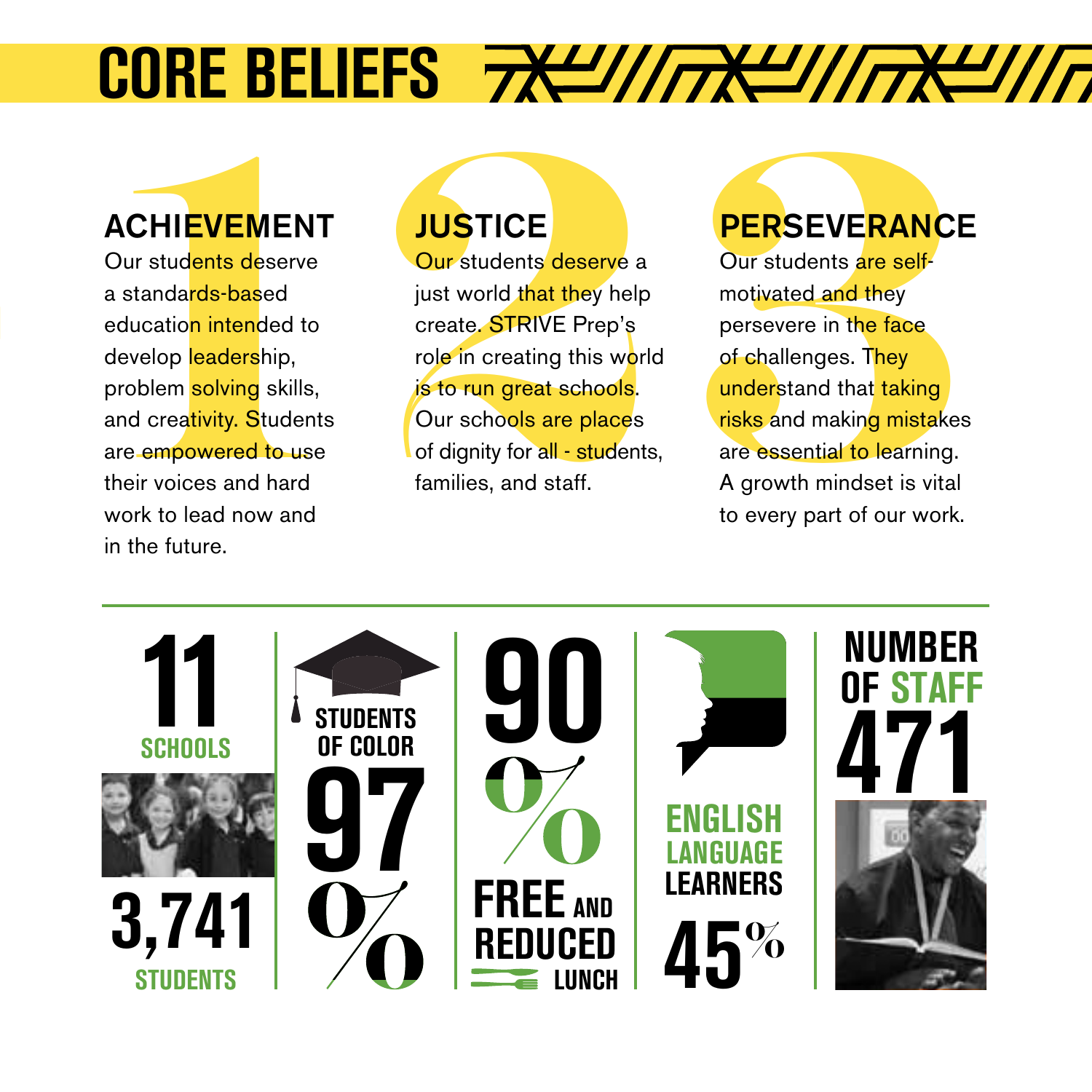# CORE BELIEFS

## ACHIEVEMENT

Our students deserve a standards-based education intended to develop leadership, problem solving skills, and creativity. Students are empowered to use their voices and hard work to lead now and in the future.

## JUSTICE

Our students deserve a just world that they help create. STRIVE Prep's role in creating this world is to run great schools. Our schools are places of dignity for all - students, families, and staff.

## PERSEVERANCE

Our students are self-motivated and they persevere in the face of challenges. They understand that taking risks and making mistakes are essential to learning. A growth mindset is vital to every part of our work.

**11** SCHOOLS

**3,741** STUDENTS

STUDENTS OF COLOR **97%**

**90%** FREE AND REDUCED LUNCH

ENGLISH LANGUAGE LEARNERS **45%**

NUMBER OF STAFF **471**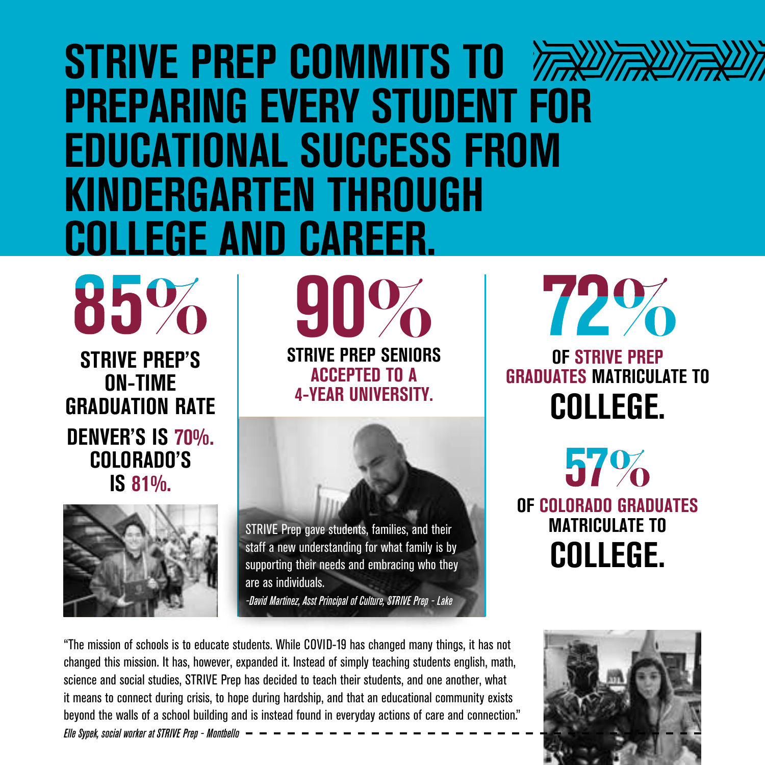# STRIVE PREP COMMITS TO PREPARING EVERY STUDENT FOR EDUCATIONAL SUCCESS FROM KINDERGARTEN THROUGH COLLEGE AND CAREER.

## 85%

**STRIVE PREP'S ON-TIME GRADUATION RATE**

**DENVER'S IS 70%. COLORADO'S IS 81%.**

## 90%

**STRIVE PREP SENIORS ACCEPTED TO A 4-YEAR UNIVERSITY.**

STRIVE Prep gave students, families, and their staff a new understanding for what family is by supporting their needs and embracing who they are as individuals.

*-David Martinez, Asst Principal of Culture, STRIVE Prep - Lake*

## 72%

**OF STRIVE PREP GRADUATES MATRICULATE TO COLLEGE.**

## 57%

**OF COLORADO GRADUATES MATRICULATE TO COLLEGE.**

"The mission of schools is to educate students. While COVID-19 has changed many things, it has not changed this mission. It has, however, expanded it. Instead of simply teaching students english, math, science and social studies, STRIVE Prep has decided to teach their students, and one another, what it means to connect during crisis, to hope during hardship, and that an educational community exists beyond the walls of a school building and is instead found in everyday actions of care and connection."

*Elle Sypek, social worker at STRIVE Prep - Montbello*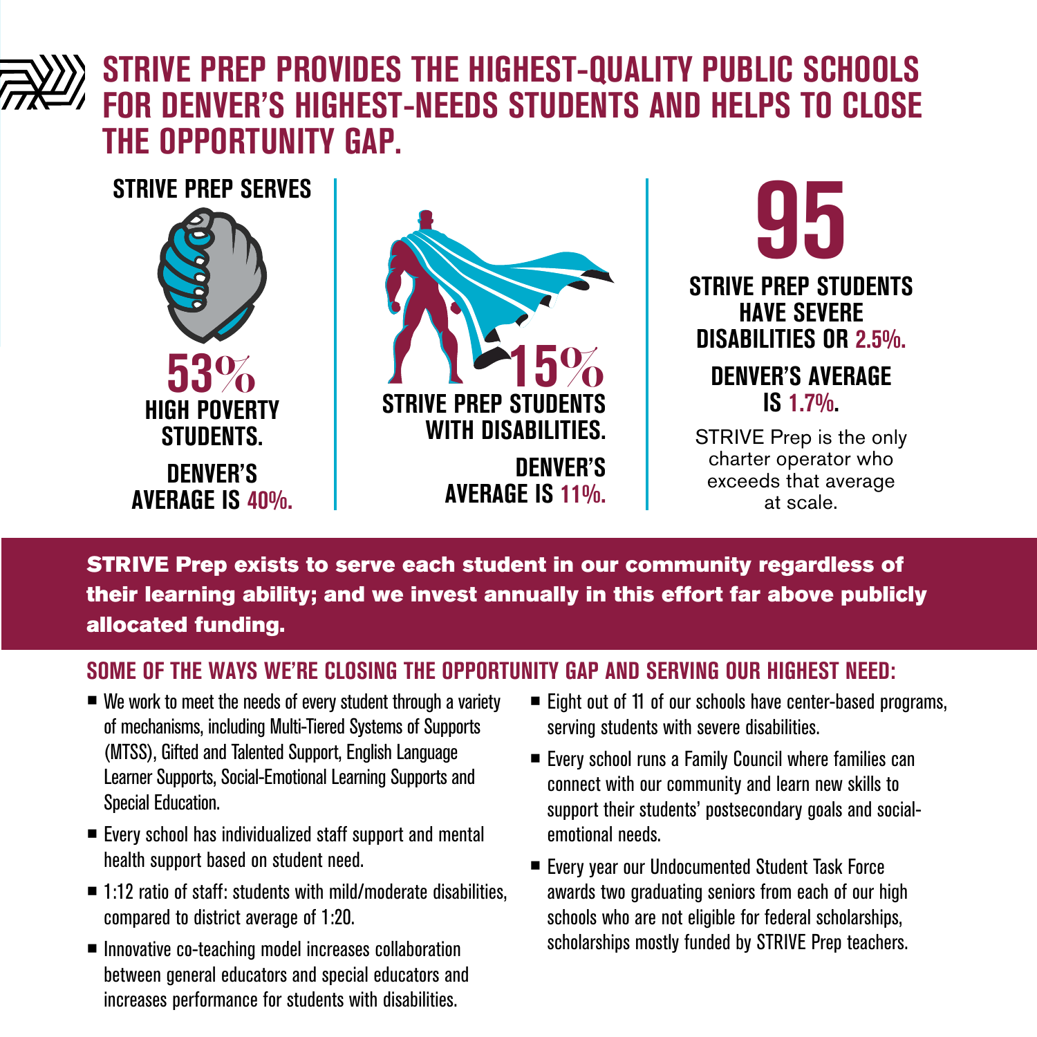# STRIVE PREP PROVIDES THE HIGHEST-QUALITY PUBLIC SCHOOLS FOR DENVER'S HIGHEST-NEEDS STUDENTS AND HELPS TO CLOSE THE OPPORTUNITY GAP.

**STRIVE PREP SERVES**

**53%**
**HIGH POVERTY STUDENTS.**
**DENVER'S AVERAGE IS 40%.**

**15%**
**STRIVE PREP STUDENTS WITH DISABILITIES.**
**DENVER'S AVERAGE IS 11%.**

**95**
**STRIVE PREP STUDENTS HAVE SEVERE DISABILITIES OR 2.5%.**
**DENVER'S AVERAGE IS 1.7%.**

STRIVE Prep is the only charter operator who exceeds that average at scale.

**STRIVE Prep exists to serve each student in our community regardless of their learning ability; and we invest annually in this effort far above publicly allocated funding.**

## SOME OF THE WAYS WE'RE CLOSING THE OPPORTUNITY GAP AND SERVING OUR HIGHEST NEED:

- We work to meet the needs of every student through a variety of mechanisms, including Multi-Tiered Systems of Supports (MTSS), Gifted and Talented Support, English Language Learner Supports, Social-Emotional Learning Supports and Special Education.
- Every school has individualized staff support and mental health support based on student need.
- 1:12 ratio of staff: students with mild/moderate disabilities, compared to district average of 1:20.
- Innovative co-teaching model increases collaboration between general educators and special educators and increases performance for students with disabilities.
- Eight out of 11 of our schools have center-based programs, serving students with severe disabilities.
- Every school runs a Family Council where families can connect with our community and learn new skills to support their students' postsecondary goals and social-emotional needs.
- Every year our Undocumented Student Task Force awards two graduating seniors from each of our high schools who are not eligible for federal scholarships, scholarships mostly funded by STRIVE Prep teachers.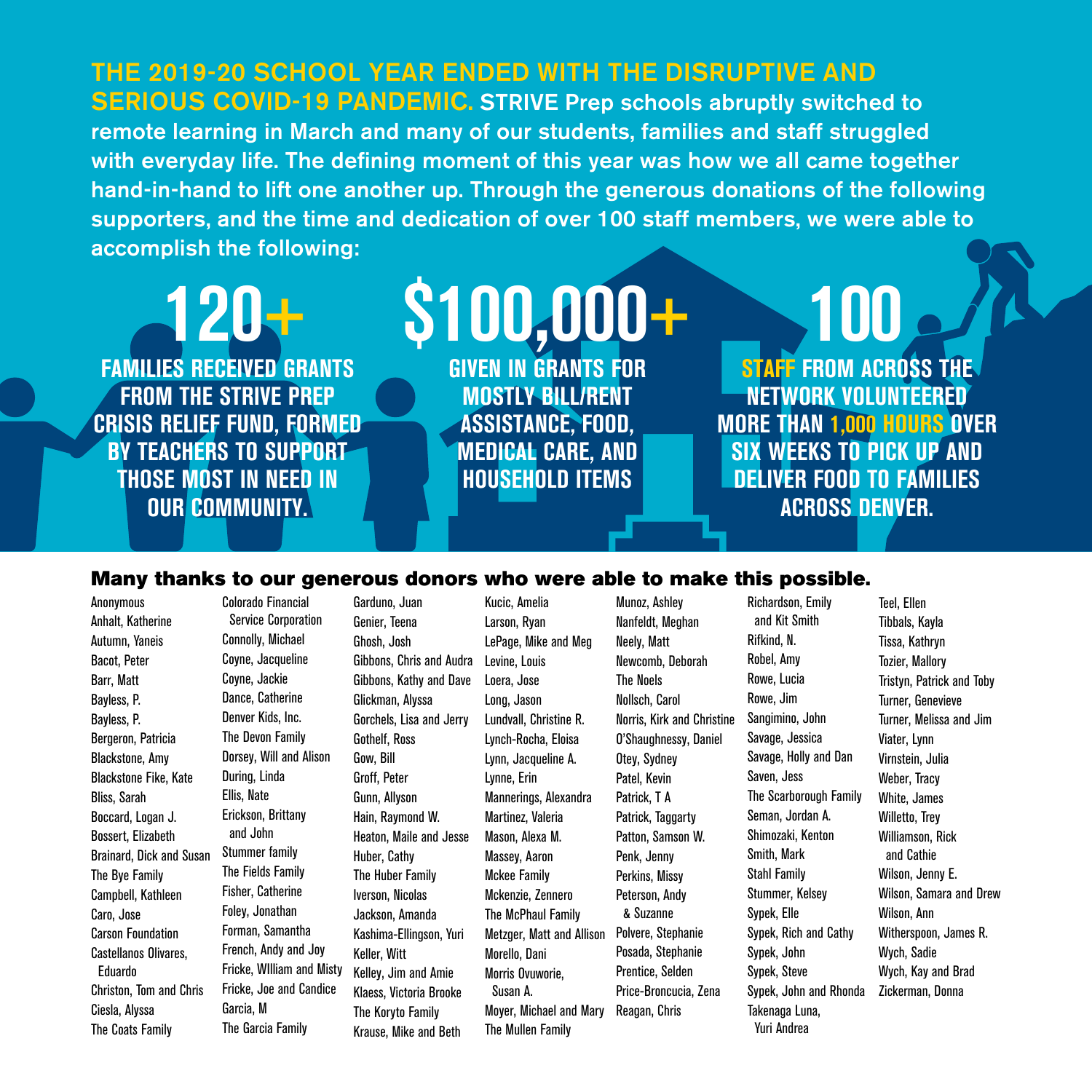**THE 2019-20 SCHOOL YEAR ENDED WITH THE DISRUPTIVE AND SERIOUS COVID-19 PANDEMIC.** STRIVE Prep schools abruptly switched to remote learning in March and many of our students, families and staff struggled with everyday life. The defining moment of this year was how we all came together hand-in-hand to lift one another up. Through the generous donations of the following supporters, and the time and dedication of over 100 staff members, we were able to accomplish the following:

**120+**

FAMILIES RECEIVED GRANTS FROM THE STRIVE PREP CRISIS RELIEF FUND, FORMED BY TEACHERS TO SUPPORT THOSE MOST IN NEED IN OUR COMMUNITY.

**$100,000+**

GIVEN IN GRANTS FOR MOSTLY BILL/RENT ASSISTANCE, FOOD, MEDICAL CARE, AND HOUSEHOLD ITEMS

**100**

STAFF FROM ACROSS THE NETWORK VOLUNTEERED MORE THAN 1,000 HOURS OVER SIX WEEKS TO PICK UP AND DELIVER FOOD TO FAMILIES ACROSS DENVER.

## Many thanks to our generous donors who were able to make this possible.

Anonymous
Anhalt, Katherine
Autumn, Yaneis
Bacot, Peter
Barr, Matt
Bayless, P.
Bayless, P.
Bergeron, Patricia
Blackstone, Amy
Blackstone Fike, Kate
Bliss, Sarah
Boccard, Logan J.
Bossert, Elizabeth
Brainard, Dick and Susan
The Bye Family
Campbell, Kathleen
Caro, Jose
Carson Foundation
Castellanos Olivares, Eduardo
Christon, Tom and Chris
Ciesla, Alyssa
The Coats Family
Colorado Financial Service Corporation
Connolly, Michael
Coyne, Jacqueline
Coyne, Jackie
Dance, Catherine
Denver Kids, Inc.
The Devon Family
Dorsey, Will and Alison
During, Linda
Ellis, Nate
Erickson, Brittany and John
Stummer family
The Fields Family
Fisher, Catherine
Foley, Jonathan
Forman, Samantha
French, Andy and Joy
Fricke, WIlliam and Misty
Fricke, Joe and Candice
Garcia, M
The Garcia Family
Garduno, Juan
Genier, Teena
Ghosh, Josh
Gibbons, Chris and Audra
Gibbons, Kathy and Dave
Glickman, Alyssa
Gorchels, Lisa and Jerry
Gothelf, Ross
Gow, Bill
Groff, Peter
Gunn, Allyson
Hain, Raymond W.
Heaton, Maile and Jesse
Huber, Cathy
The Huber Family
Iverson, Nicolas
Jackson, Amanda
Kashima-Ellingson, Yuri
Keller, Witt
Kelley, Jim and Amie
Klaess, Victoria Brooke
The Koryto Family
Krause, Mike and Beth
Kucic, Amelia
Larson, Ryan
LePage, Mike and Meg
Levine, Louis
Loera, Jose
Long, Jason
Lundvall, Christine R.
Lynch-Rocha, Eloisa
Lynn, Jacqueline A.
Lynne, Erin
Mannerings, Alexandra
Martinez, Valeria
Mason, Alexa M.
Massey, Aaron
Mckee Family
Mckenzie, Zennero
The McPhaul Family
Metzger, Matt and Allison
Morello, Dani
Morris Ovuworie, Susan A.
Moyer, Michael and Mary
The Mullen Family
Munoz, Ashley
Nanfeldt, Meghan
Neely, Matt
Newcomb, Deborah
The Noels
Nollsch, Carol
Norris, Kirk and Christine
O'Shaughnessy, Daniel
Otey, Sydney
Patel, Kevin
Patrick, T A
Patrick, Taggarty
Patton, Samson W.
Penk, Jenny
Perkins, Missy
Peterson, Andy & Suzanne
Polvere, Stephanie
Posada, Stephanie
Prentice, Selden
Price-Broncucia, Zena
Reagan, Chris
Richardson, Emily and Kit Smith
Rifkind, N.
Robel, Amy
Rowe, Lucia
Rowe, Jim
Sangimino, John
Savage, Jessica
Savage, Holly and Dan
Saven, Jess
The Scarborough Family
Seman, Jordan A.
Shimozaki, Kenton
Smith, Mark
Stahl Family
Stummer, Kelsey
Sypek, Elle
Sypek, Rich and Cathy
Sypek, John
Sypek, Steve
Sypek, John and Rhonda
Takenaga Luna, Yuri Andrea
Teel, Ellen
Tibbals, Kayla
Tissa, Kathryn
Tozier, Mallory
Tristyn, Patrick and Toby
Turner, Genevieve
Turner, Melissa and Jim
Viater, Lynn
Virnstein, Julia
Weber, Tracy
White, James
Willetto, Trey
Williamson, Rick and Cathie
Wilson, Jenny E.
Wilson, Samara and Drew
Wilson, Ann
Witherspoon, James R.
Wych, Sadie
Wych, Kay and Brad
Zickerman, Donna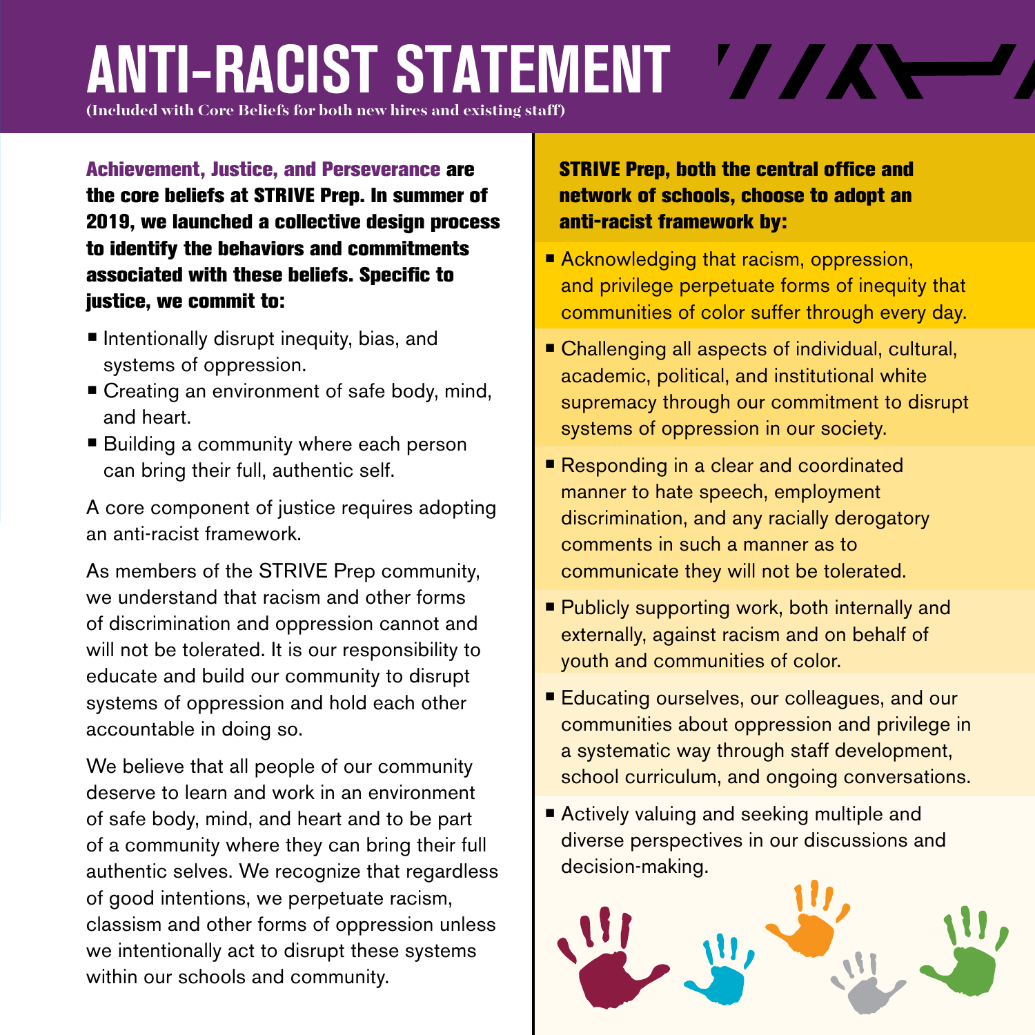# ANTI-RACIST STATEMENT

(Included with Core Beliefs for both new hires and existing staff)

**Achievement, Justice, and Perseverance are the core beliefs at STRIVE Prep. In summer of 2019, we launched a collective design process to identify the behaviors and commitments associated with these beliefs. Specific to justice, we commit to:**

- Intentionally disrupt inequity, bias, and systems of oppression.
- Creating an environment of safe body, mind, and heart.
- Building a community where each person can bring their full, authentic self.

A core component of justice requires adopting an anti-racist framework.

As members of the STRIVE Prep community, we understand that racism and other forms of discrimination and oppression cannot and will not be tolerated. It is our responsibility to educate and build our community to disrupt systems of oppression and hold each other accountable in doing so.

We believe that all people of our community deserve to learn and work in an environment of safe body, mind, and heart and to be part of a community where they can bring their full authentic selves. We recognize that regardless of good intentions, we perpetuate racism, classism and other forms of oppression unless we intentionally act to disrupt these systems within our schools and community.

**STRIVE Prep, both the central office and network of schools, choose to adopt an anti-racist framework by:**

- Acknowledging that racism, oppression, and privilege perpetuate forms of inequity that communities of color suffer through every day.
- Challenging all aspects of individual, cultural, academic, political, and institutional white supremacy through our commitment to disrupt systems of oppression in our society.
- Responding in a clear and coordinated manner to hate speech, employment discrimination, and any racially derogatory comments in such a manner as to communicate they will not be tolerated.
- Publicly supporting work, both internally and externally, against racism and on behalf of youth and communities of color.
- Educating ourselves, our colleagues, and our communities about oppression and privilege in a systematic way through staff development, school curriculum, and ongoing conversations.
- Actively valuing and seeking multiple and diverse perspectives in our discussions and decision-making.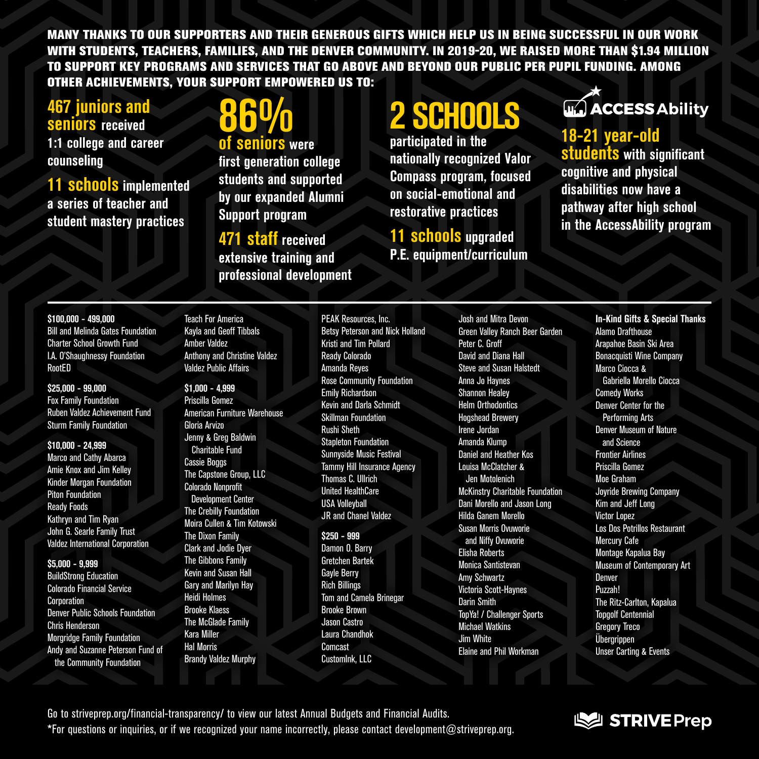**MANY THANKS TO OUR SUPPORTERS AND THEIR GENEROUS GIFTS WHICH HELP US IN BEING SUCCESSFUL IN OUR WORK WITH STUDENTS, TEACHERS, FAMILIES, AND THE DENVER COMMUNITY. IN 2019-20, WE RAISED MORE THAN $1.94 MILLION TO SUPPORT KEY PROGRAMS AND SERVICES THAT GO ABOVE AND BEYOND OUR PUBLIC PER PUPIL FUNDING. AMONG OTHER ACHIEVEMENTS, YOUR SUPPORT EMPOWERED US TO:**

**467 juniors and seniors** received 1:1 college and career counseling

**11 schools** implemented a series of teacher and student mastery practices

**86%** **of seniors** were first generation college students and supported by our expanded Alumni Support program

**471 staff** received extensive training and professional development

**2 SCHOOLS** participated in the nationally recognized Valor Compass program, focused on social-emotional and restorative practices

**11 schools** upgraded P.E. equipment/curriculum

ACCESSAbility

**18-21 year-old students** with significant cognitive and physical disabilities now have a pathway after high school in the AccessAbility program

---

**$100,000 - 499,000**
Bill and Melinda Gates Foundation
Charter School Growth Fund
I.A. O'Shaughnessy Foundation
RootED

**$25,000 - 99,000**
Fox Family Foundation
Ruben Valdez Achievement Fund
Sturm Family Foundation

**$10,000 - 24,999**
Marco and Cathy Abarca
Amie Knox and Jim Kelley
Kinder Morgan Foundation
Piton Foundation
Ready Foods
Kathryn and Tim Ryan
John G. Searle Family Trust
Valdez International Corporation

**$5,000 - 9,999**
BuildStrong Education
Colorado Financial Service Corporation
Denver Public Schools Foundation
Chris Henderson
Morgridge Family Foundation
Andy and Suzanne Peterson Fund of the Community Foundation
Teach For America
Kayla and Geoff Tibbals
Amber Valdez
Anthony and Christine Valdez
Valdez Public Affairs

**$1,000 - 4,999**
Priscilla Gomez
American Furniture Warehouse
Gloria Arvizo
Jenny & Greg Baldwin Charitable Fund
Cassie Boggs
The Capstone Group, LLC
Colorado Nonprofit Development Center
The Crebilly Foundation
Moira Cullen & Tim Kotowski
The Dixon Family
Clark and Jodie Dyer
The Gibbons Family
Kevin and Susan Hall
Gary and Marilyn Hay
Heidi Holmes
Brooke Klaess
The McGlade Family
Kara Miller
Hal Morris
Brandy Valdez Murphy
PEAK Resources, Inc.
Betsy Peterson and Nick Holland
Kristi and Tim Pollard
Ready Colorado
Amanda Reyes
Rose Community Foundation
Emily Richardson
Kevin and Darla Schmidt
Skillman Foundation
Rushi Sheth
Stapleton Foundation
Sunnyside Music Festival
Tammy Hill Insurance Agency
Thomas C. Ullrich
United HealthCare
USA Volleyball
JR and Chanel Valdez

**$250 - 999**
Damon O. Barry
Gretchen Bartek
Gayle Berry
Rich Billings
Tom and Camela Brinegar
Brooke Brown
Jason Castro
Laura Chandhok
Comcast
CustomInk, LLC
Josh and Mitra Devon
Green Valley Ranch Beer Garden
Peter C. Groff
David and Diana Hall
Steve and Susan Halstedt
Anna Jo Haynes
Shannon Healey
Helm Orthodontics
Hogshead Brewery
Irene Jordan
Amanda Klump
Daniel and Heather Kos
Louisa McClatcher & Jen Motolenich
McKinstry Charitable Foundation
Dani Morello and Jason Long
Hilda Ganem Morello
Susan Morris Ovuworie and Niffy Ovuworie
Elisha Roberts
Monica Santistevan
Amy Schwartz
Victoria Scott-Haynes
Darin Smith
TopYa! / Challenger Sports
Michael Watkins
Jim White
Elaine and Phil Workman

**In-Kind Gifts & Special Thanks**
Alamo Drafthouse
Arapahoe Basin Ski Area
Bonacquisti Wine Company
Marco Ciocca & Gabriella Morello Ciocca
Comedy Works
Denver Center for the Performing Arts
Denver Museum of Nature and Science
Frontier Airlines
Priscilla Gomez
Moe Graham
Joyride Brewing Company
Kim and Jeff Long
Victor Lopez
Los Dos Potrillos Restaurant
Mercury Cafe
Montage Kapalua Bay
Museum of Contemporary Art Denver
Puzzah!
The Ritz-Carlton, Kapalua
Topgolf Centennial
Gregory Treco
Übergrippen
Unser Carting & Events

Go to striveprep.org/financial-transparency/ to view our latest Annual Budgets and Financial Audits.
*For questions or inquiries, or if we recognized your name incorrectly, please contact development@striveprep.org.

STRIVE Prep